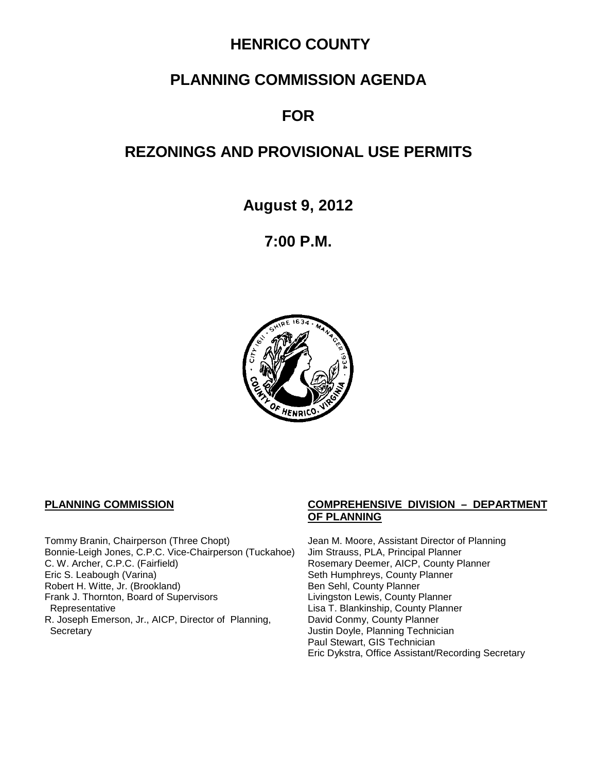# HENRICO COUNTY

## PLANNING COMMISSION AGENDA

## FOR

## REZONINGS AND PROVISIONAL USE PERMITS

**August 9, 2012**

**7:00 P.M.**

**PLANNING COMMISSION**

Tommy Branin, Chairperson (Three Chopt)
Bonnie-Leigh Jones, C.P.C. Vice-Chairperson (Tuckahoe)
C. W. Archer, C.P.C. (Fairfield)
Eric S. Leabough (Varina)
Robert H. Witte, Jr. (Brookland)
Frank J. Thornton, Board of Supervisors Representative
R. Joseph Emerson, Jr., AICP, Director of Planning, Secretary

**COMPREHENSIVE DIVISION – DEPARTMENT OF PLANNING**

Jean M. Moore, Assistant Director of Planning
Jim Strauss, PLA, Principal Planner
Rosemary Deemer, AICP, County Planner
Seth Humphreys, County Planner
Ben Sehl, County Planner
Livingston Lewis, County Planner
Lisa T. Blankinship, County Planner
David Conmy, County Planner
Justin Doyle, Planning Technician
Paul Stewart, GIS Technician
Eric Dykstra, Office Assistant/Recording Secretary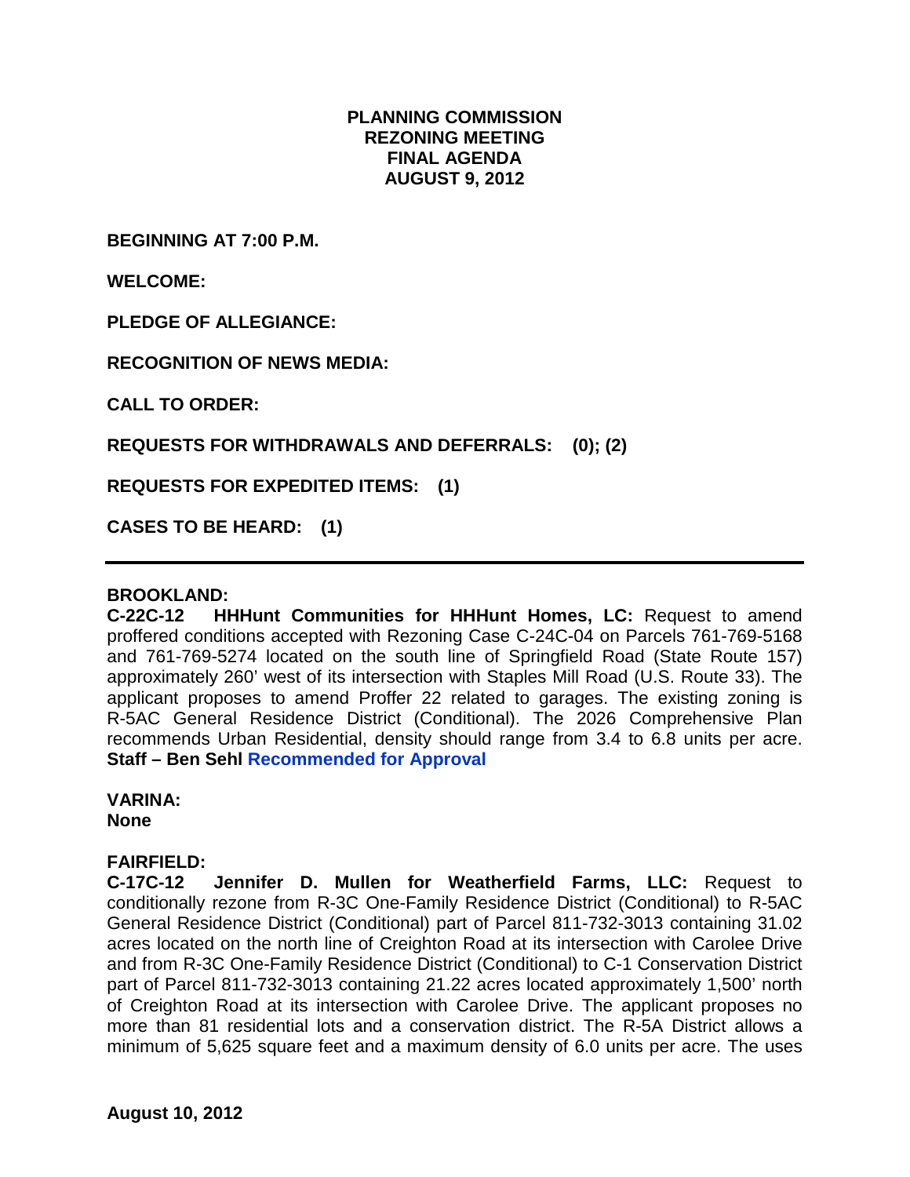**PLANNING COMMISSION**
**REZONING MEETING**
**FINAL AGENDA**
**AUGUST 9, 2012**

**BEGINNING AT 7:00 P.M.**

**WELCOME:**

**PLEDGE OF ALLEGIANCE:**

**RECOGNITION OF NEWS MEDIA:**

**CALL TO ORDER:**

**REQUESTS FOR WITHDRAWALS AND DEFERRALS: (0); (2)**

**REQUESTS FOR EXPEDITED ITEMS: (1)**

**CASES TO BE HEARD: (1)**

---

**BROOKLAND:**
**C-22C-12 HHHunt Communities for HHHunt Homes, LC:** Request to amend proffered conditions accepted with Rezoning Case C-24C-04 on Parcels 761-769-5168 and 761-769-5274 located on the south line of Springfield Road (State Route 157) approximately 260' west of its intersection with Staples Mill Road (U.S. Route 33). The applicant proposes to amend Proffer 22 related to garages. The existing zoning is R-5AC General Residence District (Conditional). The 2026 Comprehensive Plan recommends Urban Residential, density should range from 3.4 to 6.8 units per acre. **Staff – Ben Sehl Recommended for Approval**

**VARINA:**
**None**

**FAIRFIELD:**
**C-17C-12 Jennifer D. Mullen for Weatherfield Farms, LLC:** Request to conditionally rezone from R-3C One-Family Residence District (Conditional) to R-5AC General Residence District (Conditional) part of Parcel 811-732-3013 containing 31.02 acres located on the north line of Creighton Road at its intersection with Carolee Drive and from R-3C One-Family Residence District (Conditional) to C-1 Conservation District part of Parcel 811-732-3013 containing 21.22 acres located approximately 1,500' north of Creighton Road at its intersection with Carolee Drive. The applicant proposes no more than 81 residential lots and a conservation district. The R-5A District allows a minimum of 5,625 square feet and a maximum density of 6.0 units per acre. The uses

**August 10, 2012**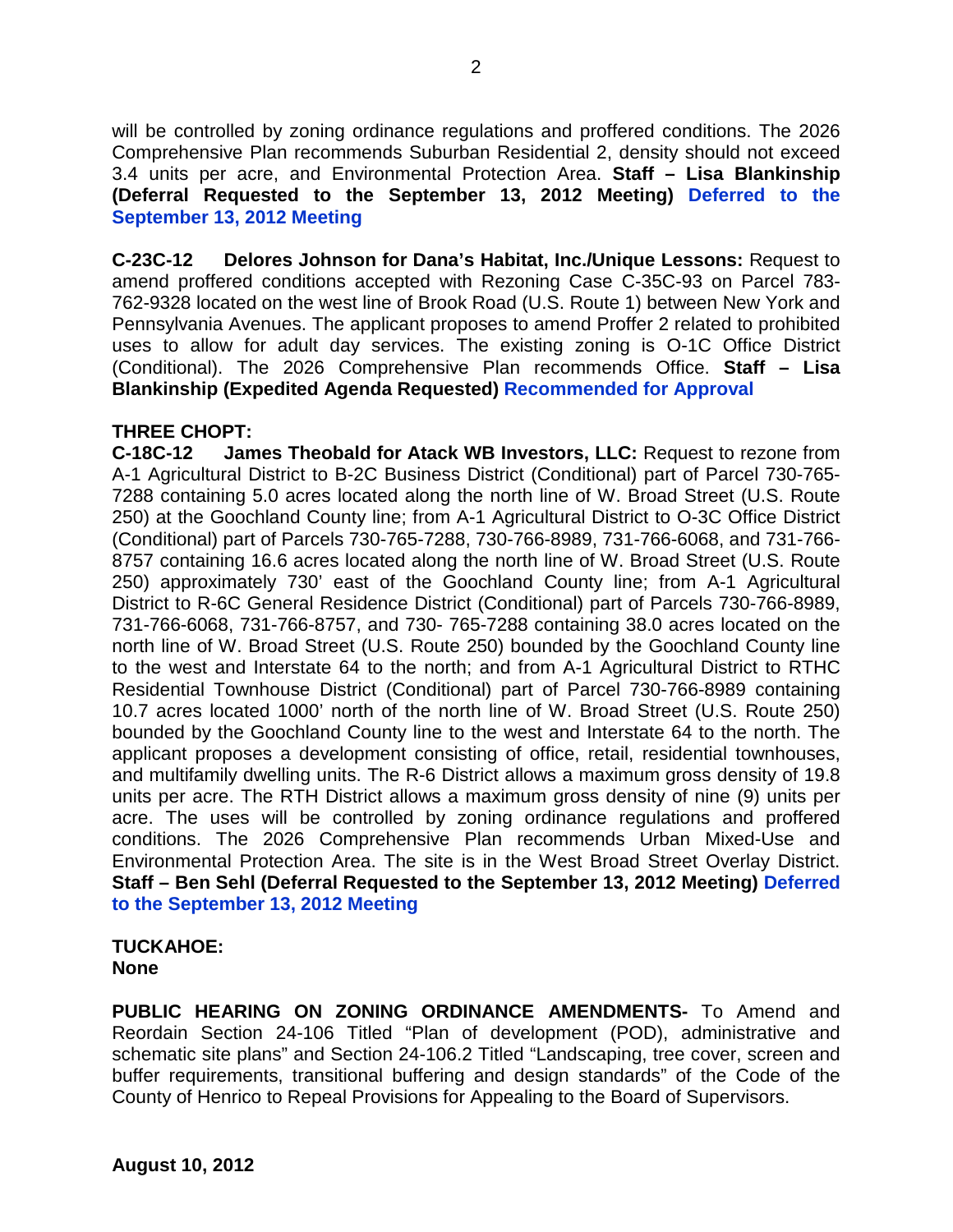will be controlled by zoning ordinance regulations and proffered conditions. The 2026 Comprehensive Plan recommends Suburban Residential 2, density should not exceed 3.4 units per acre, and Environmental Protection Area. **Staff – Lisa Blankinship (Deferral Requested to the September 13, 2012 Meeting)** **Deferred to the September 13, 2012 Meeting**

**C-23C-12 Delores Johnson for Dana's Habitat, Inc./Unique Lessons:** Request to amend proffered conditions accepted with Rezoning Case C-35C-93 on Parcel 783-762-9328 located on the west line of Brook Road (U.S. Route 1) between New York and Pennsylvania Avenues. The applicant proposes to amend Proffer 2 related to prohibited uses to allow for adult day services. The existing zoning is O-1C Office District (Conditional). The 2026 Comprehensive Plan recommends Office. **Staff – Lisa Blankinship (Expedited Agenda Requested)** **Recommended for Approval**

**THREE CHOPT:**
**C-18C-12 James Theobald for Atack WB Investors, LLC:** Request to rezone from A-1 Agricultural District to B-2C Business District (Conditional) part of Parcel 730-765-7288 containing 5.0 acres located along the north line of W. Broad Street (U.S. Route 250) at the Goochland County line; from A-1 Agricultural District to O-3C Office District (Conditional) part of Parcels 730-765-7288, 730-766-8989, 731-766-6068, and 731-766-8757 containing 16.6 acres located along the north line of W. Broad Street (U.S. Route 250) approximately 730' east of the Goochland County line; from A-1 Agricultural District to R-6C General Residence District (Conditional) part of Parcels 730-766-8989, 731-766-6068, 731-766-8757, and 730- 765-7288 containing 38.0 acres located on the north line of W. Broad Street (U.S. Route 250) bounded by the Goochland County line to the west and Interstate 64 to the north; and from A-1 Agricultural District to RTHC Residential Townhouse District (Conditional) part of Parcel 730-766-8989 containing 10.7 acres located 1000' north of the north line of W. Broad Street (U.S. Route 250) bounded by the Goochland County line to the west and Interstate 64 to the north. The applicant proposes a development consisting of office, retail, residential townhouses, and multifamily dwelling units. The R-6 District allows a maximum gross density of 19.8 units per acre. The RTH District allows a maximum gross density of nine (9) units per acre. The uses will be controlled by zoning ordinance regulations and proffered conditions. The 2026 Comprehensive Plan recommends Urban Mixed-Use and Environmental Protection Area. The site is in the West Broad Street Overlay District. **Staff – Ben Sehl (Deferral Requested to the September 13, 2012 Meeting)** **Deferred to the September 13, 2012 Meeting**

**TUCKAHOE:**
**None**

**PUBLIC HEARING ON ZONING ORDINANCE AMENDMENTS-** To Amend and Reordain Section 24-106 Titled "Plan of development (POD), administrative and schematic site plans" and Section 24-106.2 Titled "Landscaping, tree cover, screen and buffer requirements, transitional buffering and design standards" of the Code of the County of Henrico to Repeal Provisions for Appealing to the Board of Supervisors.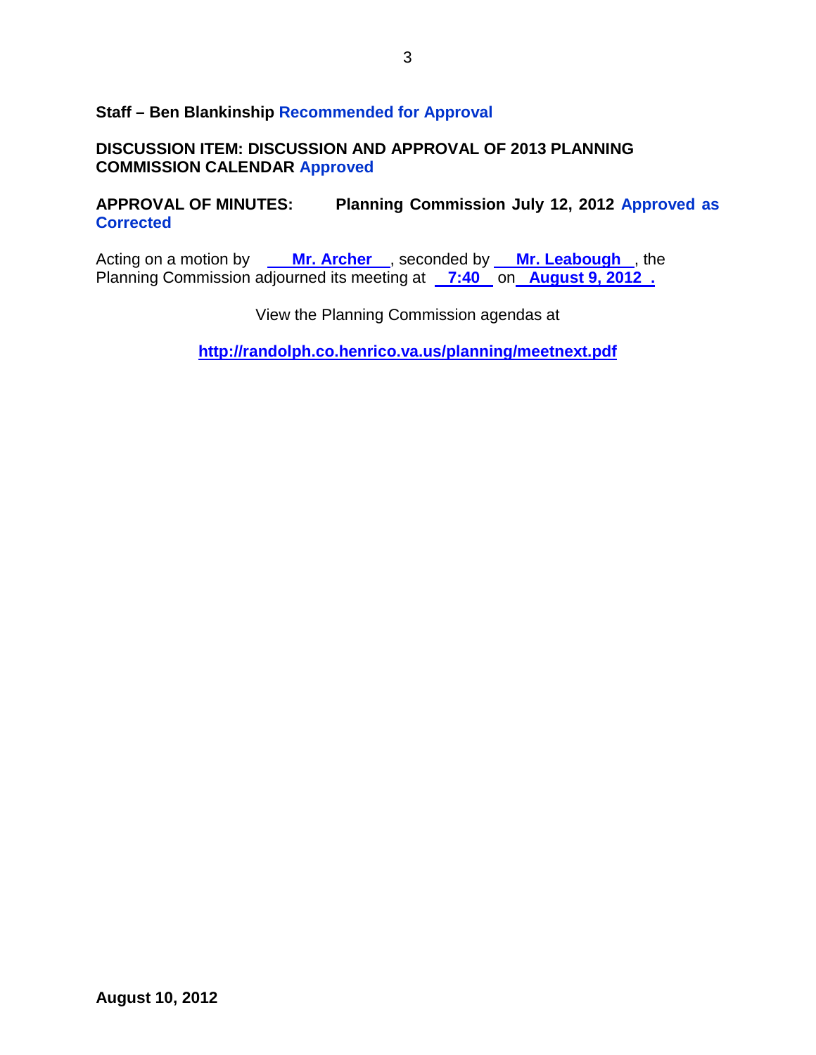**Staff – Ben Blankinship Recommended for Approval**

**DISCUSSION ITEM: DISCUSSION AND APPROVAL OF 2013 PLANNING COMMISSION CALENDAR Approved**

**APPROVAL OF MINUTES: Planning Commission July 12, 2012 Approved as Corrected**

Acting on a motion by **Mr. Archer**, seconded by **Mr. Leabough**, the Planning Commission adjourned its meeting at **7:40** on **August 9, 2012.**

View the Planning Commission agendas at

**http://randolph.co.henrico.va.us/planning/meetnext.pdf**

**August 10, 2012**